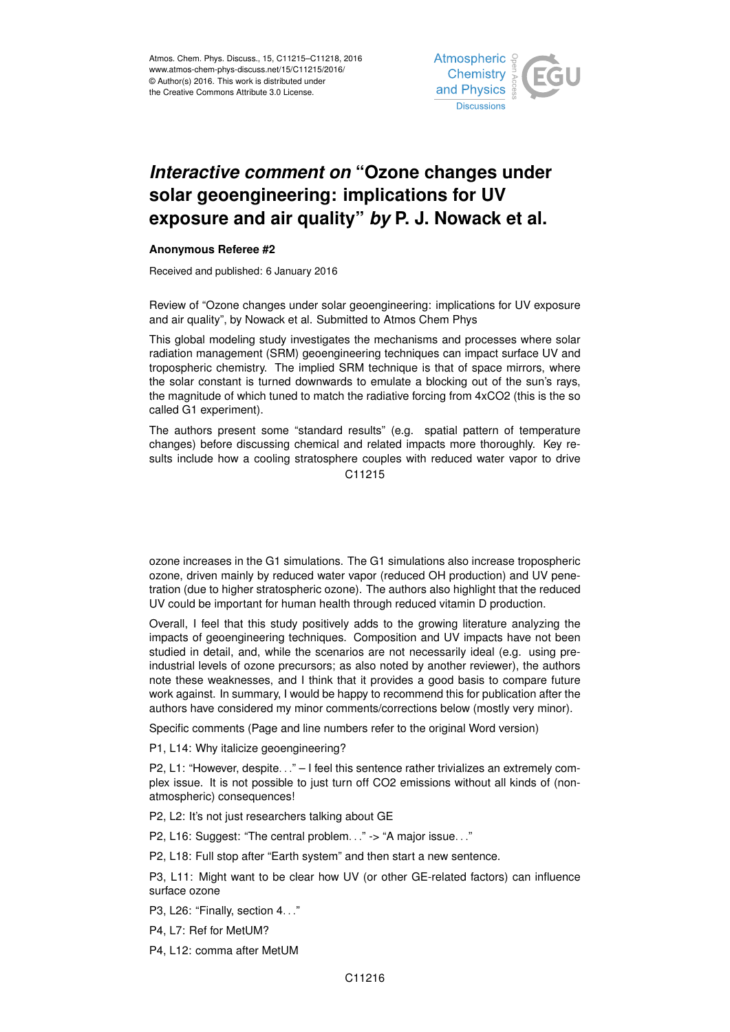# *Interactive comment on* "Ozone changes under solar geoengineering: implications for UV exposure and air quality" *by* P. J. Nowack et al.

**Anonymous Referee #2**

Received and published: 6 January 2016

Review of "Ozone changes under solar geoengineering: implications for UV exposure and air quality", by Nowack et al. Submitted to Atmos Chem Phys

This global modeling study investigates the mechanisms and processes where solar radiation management (SRM) geoengineering techniques can impact surface UV and tropospheric chemistry. The implied SRM technique is that of space mirrors, where the solar constant is turned downwards to emulate a blocking out of the sun's rays, the magnitude of which tuned to match the radiative forcing from 4xCO2 (this is the so called G1 experiment).

The authors present some "standard results" (e.g. spatial pattern of temperature changes) before discussing chemical and related impacts more thoroughly. Key results include how a cooling stratosphere couples with reduced water vapor to drive ozone increases in the G1 simulations. The G1 simulations also increase tropospheric ozone, driven mainly by reduced water vapor (reduced OH production) and UV penetration (due to higher stratospheric ozone). The authors also highlight that the reduced UV could be important for human health through reduced vitamin D production.

Overall, I feel that this study positively adds to the growing literature analyzing the impacts of geoengineering techniques. Composition and UV impacts have not been studied in detail, and, while the scenarios are not necessarily ideal (e.g. using pre-industrial levels of ozone precursors; as also noted by another reviewer), the authors note these weaknesses, and I think that it provides a good basis to compare future work against. In summary, I would be happy to recommend this for publication after the authors have considered my minor comments/corrections below (mostly very minor).

Specific comments (Page and line numbers refer to the original Word version)

P1, L14: Why italicize geoengineering?

P2, L1: "However, despite…" – I feel this sentence rather trivializes an extremely complex issue. It is not possible to just turn off CO2 emissions without all kinds of (non-atmospheric) consequences!

P2, L2: It's not just researchers talking about GE

P2, L16: Suggest: "The central problem…" -> "A major issue…"

P2, L18: Full stop after "Earth system" and then start a new sentence.

P3, L11: Might want to be clear how UV (or other GE-related factors) can influence surface ozone

P3, L26: "Finally, section 4…"

P4, L7: Ref for MetUM?

P4, L12: comma after MetUM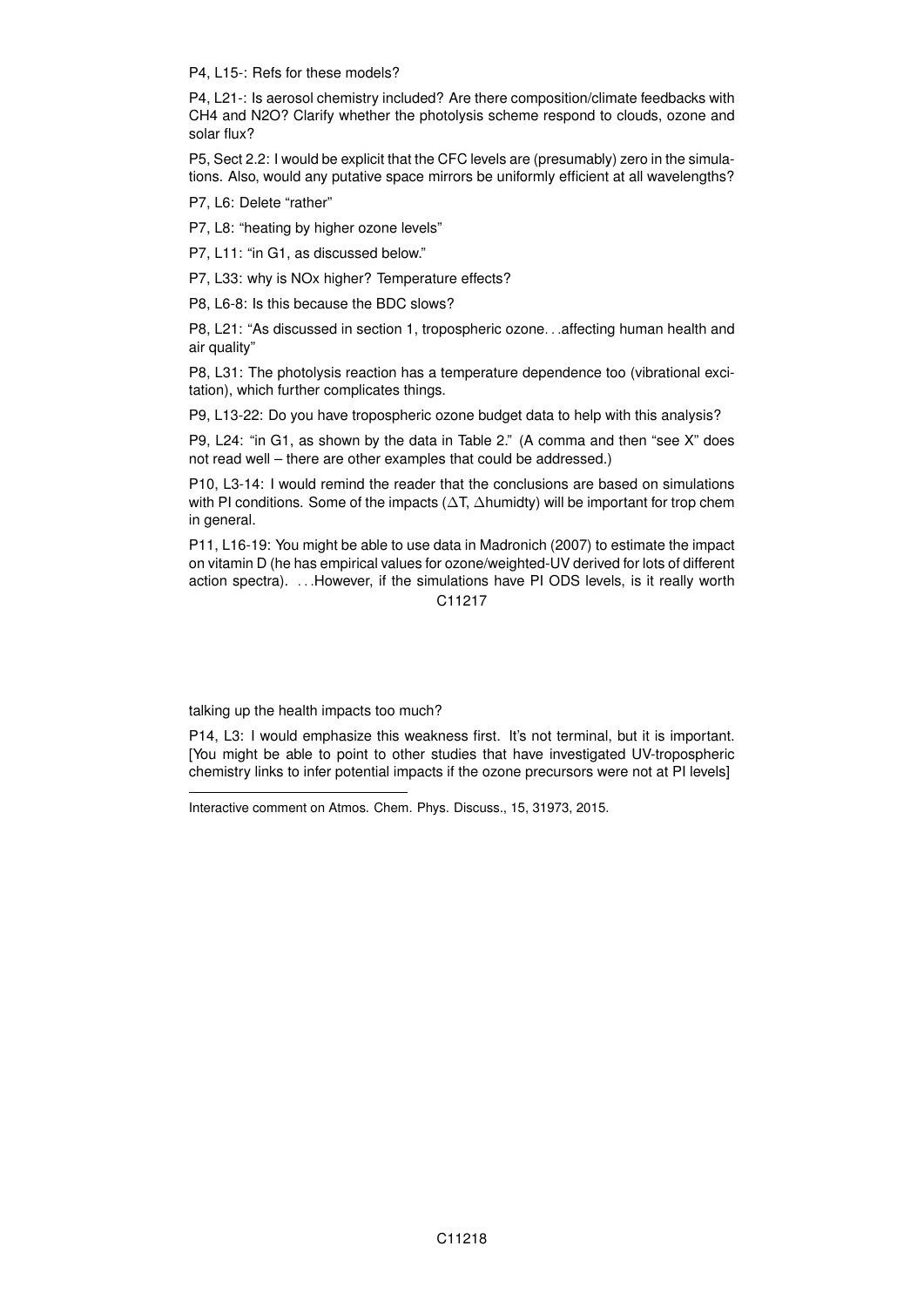P4, L15-: Refs for these models?

P4, L21-: Is aerosol chemistry included? Are there composition/climate feedbacks with $CH_4$ and $N_2O$? Clarify whether the photolysis scheme respond to clouds, ozone and solar flux?

P5, Sect 2.2: I would be explicit that the CFC levels are (presumably) zero in the simulations. Also, would any putative space mirrors be uniformly efficient at all wavelengths?

P7, L6: Delete "rather"

P7, L8: "heating by higher ozone levels"

P7, L11: "in G1, as discussed below."

P7, L33: why is NOx higher? Temperature effects?

P8, L6-8: Is this because the BDC slows?

P8, L21: "As discussed in section 1, tropospheric ozone. . .affecting human health and air quality"

P8, L31: The photolysis reaction has a temperature dependence too (vibrational excitation), which further complicates things.

P9, L13-22: Do you have tropospheric ozone budget data to help with this analysis?

P9, L24: "in G1, as shown by the data in Table 2." (A comma and then "see X" does not read well – there are other examples that could be addressed.)

P10, L3-14: I would remind the reader that the conclusions are based on simulations with PI conditions. Some of the impacts ($\Delta$T, $\Delta$humidty) will be important for trop chem in general.

P11, L16-19: You might be able to use data in Madronich (2007) to estimate the impact on vitamin D (he has empirical values for ozone/weighted-UV derived for lots of different action spectra). . . .However, if the simulations have PI ODS levels, is it really worth talking up the health impacts too much?

P14, L3: I would emphasize this weakness first. It's not terminal, but it is important. [You might be able to point to other studies that have investigated UV-tropospheric chemistry links to infer potential impacts if the ozone precursors were not at PI levels]

---

Interactive comment on Atmos. Chem. Phys. Discuss., 15, 31973, 2015.